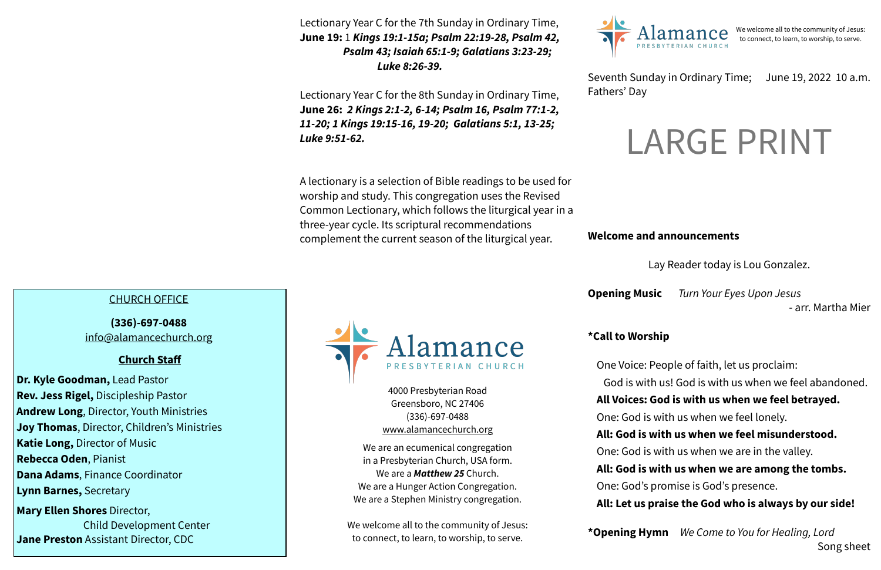Lectionary Year C for the 7th Sunday in Ordinary Time,
**June 19:** 1 ***Kings 19:1-15a; Psalm 22:19-28, Psalm 42, Psalm 43; Isaiah 65:1-9; Galatians 3:23-29; Luke 8:26-39.***

Lectionary Year C for the 8th Sunday in Ordinary Time,
**June 26:** ***2 Kings 2:1-2, 6-14; Psalm 16, Psalm 77:1-2, 11-20; 1 Kings 19:15-16, 19-20; Galatians 5:1, 13-25; Luke 9:51-62.***

A lectionary is a selection of Bible readings to be used for worship and study. This congregation uses the Revised Common Lectionary, which follows the liturgical year in a three-year cycle. Its scriptural recommendations complement the current season of the liturgical year.

CHURCH OFFICE

**(336)-697-0488**
info@alamancechurch.org

**Church Staff**

**Dr. Kyle Goodman,** Lead Pastor
**Rev. Jess Rigel,** Discipleship Pastor
**Andrew Long**, Director, Youth Ministries
**Joy Thomas**, Director, Children's Ministries
**Katie Long,** Director of Music
**Rebecca Oden**, Pianist
**Dana Adams**, Finance Coordinator
**Lynn Barnes,** Secretary
**Mary Ellen Shores** Director, Child Development Center
**Jane Preston** Assistant Director, CDC

Alamance PRESBYTERIAN CHURCH

4000 Presbyterian Road
Greensboro, NC 27406
(336)-697-0488
www.alamancechurch.org

We are an ecumenical congregation in a Presbyterian Church, USA form.
We are a ***Matthew 25*** Church.
We are a Hunger Action Congregation.
We are a Stephen Ministry congregation.

We welcome all to the community of Jesus: to connect, to learn, to worship, to serve.

Alamance PRESBYTERIAN CHURCH — We welcome all to the community of Jesus: to connect, to learn, to worship, to serve.

Seventh Sunday in Ordinary Time; June 19, 2022 10 a.m.
Fathers' Day

# LARGE PRINT

**Welcome and announcements**

Lay Reader today is Lou Gonzalez.

**Opening Music** *Turn Your Eyes Upon Jesus* - arr. Martha Mier

**\*Call to Worship**

One Voice: People of faith, let us proclaim:
God is with us! God is with us when we feel abandoned.
**All Voices: God is with us when we feel betrayed.**
One: God is with us when we feel lonely.
**All: God is with us when we feel misunderstood.**
One: God is with us when we are in the valley.
**All: God is with us when we are among the tombs.**
One: God's promise is God's presence.
**All: Let us praise the God who is always by our side!**

**\*Opening Hymn** *We Come to You for Healing, Lord* Song sheet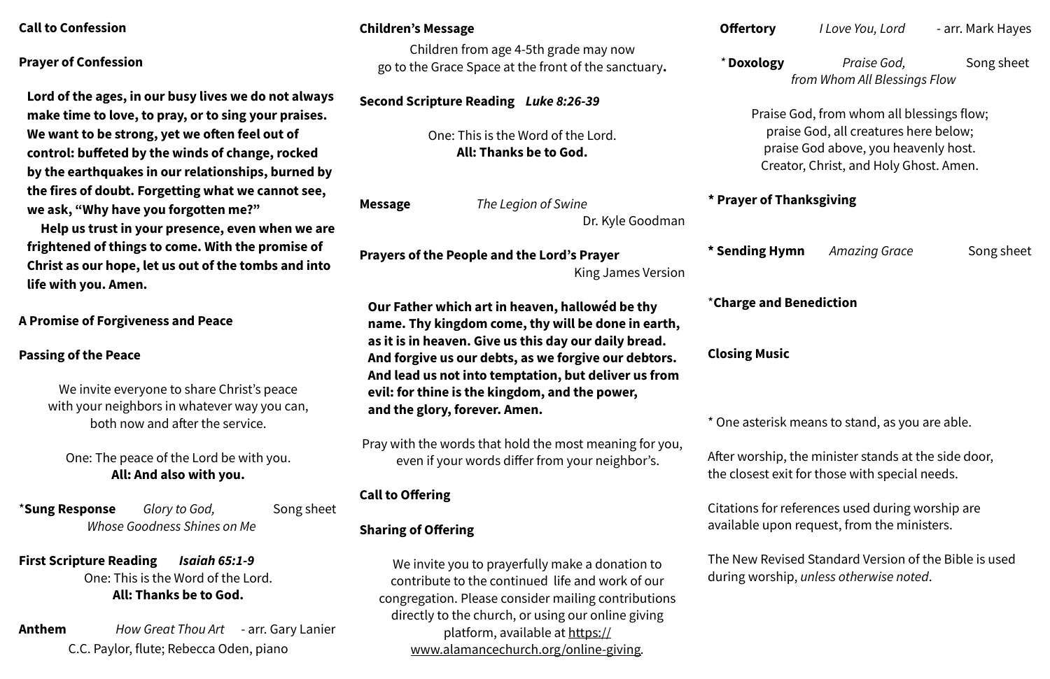**Call to Confession**

**Prayer of Confession**

**Lord of the ages, in our busy lives we do not always make time to love, to pray, or to sing your praises. We want to be strong, yet we often feel out of control: buffeted by the winds of change, rocked by the earthquakes in our relationships, burned by the fires of doubt. Forgetting what we cannot see, we ask, "Why have you forgotten me?"**

**Help us trust in your presence, even when we are frightened of things to come. With the promise of Christ as our hope, let us out of the tombs and into life with you. Amen.**

**A Promise of Forgiveness and Peace**

**Passing of the Peace**

We invite everyone to share Christ's peace
with your neighbors in whatever way you can,
both now and after the service.

One: The peace of the Lord be with you.
**All: And also with you.**

\***Sung Response** *Glory to God, Whose Goodness Shines on Me* Song sheet

**First Scripture Reading** ***Isaiah 65:1-9***
One: This is the Word of the Lord.
**All: Thanks be to God.**

**Anthem** *How Great Thou Art* - arr. Gary Lanier
C.C. Paylor, flute; Rebecca Oden, piano

**Children's Message**

Children from age 4-5th grade may now
go to the Grace Space at the front of the sanctuary**.**

**Second Scripture Reading** ***Luke 8:26-39***

One: This is the Word of the Lord.
**All: Thanks be to God.**

**Message** *The Legion of Swine*
Dr. Kyle Goodman

**Prayers of the People and the Lord's Prayer**
King James Version

**Our Father which art in heaven, hallowéd be thy name. Thy kingdom come, thy will be done in earth, as it is in heaven. Give us this day our daily bread. And forgive us our debts, as we forgive our debtors. And lead us not into temptation, but deliver us from evil: for thine is the kingdom, and the power, and the glory, forever. Amen.**

Pray with the words that hold the most meaning for you,
even if your words differ from your neighbor's.

**Call to Offering**

**Sharing of Offering**

We invite you to prayerfully make a donation to contribute to the continued life and work of our congregation. Please consider mailing contributions directly to the church, or using our online giving platform, available at https://www.alamancechurch.org/online-giving.

**Offertory** *I Love You, Lord* - arr. Mark Hayes

\* **Doxology** *Praise God, from Whom All Blessings Flow* Song sheet

Praise God, from whom all blessings flow;
praise God, all creatures here below;
praise God above, you heavenly host.
Creator, Christ, and Holy Ghost. Amen.

**\* Prayer of Thanksgiving**

**\* Sending Hymn** *Amazing Grace* Song sheet

\***Charge and Benediction**

**Closing Music**

\* One asterisk means to stand, as you are able.

After worship, the minister stands at the side door,
the closest exit for those with special needs.

Citations for references used during worship are
available upon request, from the ministers.

The New Revised Standard Version of the Bible is used during worship, *unless otherwise noted*.